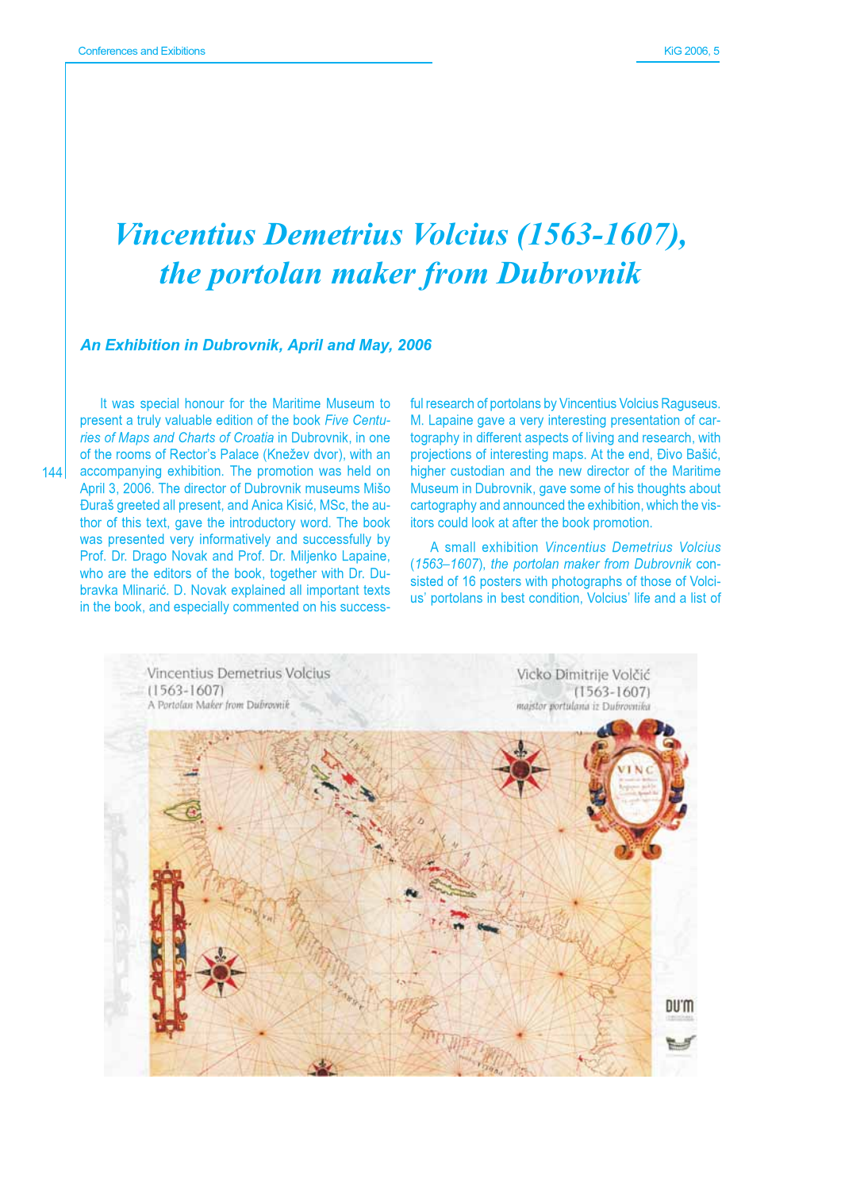# *Vincentius Demetrius Volcius (1563-1607), the portolan maker from Dubrovnik*

### *An Exhibition in Dubrovnik, April and May, 2006*

It was special honour for the Maritime Museum to present a truly valuable edition of the book *Five Centuries of Maps and Charts of Croatia* in Dubrovnik, in one of the rooms of Rector's Palace (Knežev dvor), with an accompanying exhibition. The promotion was held on April 3, 2006. The director of Dubrovnik museums Mišo Đuraš greeted all present, and Anica Kisić, MSc, the author of this text, gave the introductory word. The book was presented very informatively and successfully by Prof. Dr. Drago Novak and Prof. Dr. Miljenko Lapaine, who are the editors of the book, together with Dr. Dubravka Mlinarić. D. Novak explained all important texts in the book, and especially commented on his successful research of portolans by Vincentius Volcius Raguseus. M. Lapaine gave a very interesting presentation of cartography in different aspects of living and research, with projections of interesting maps. At the end, Đivo Bašić, higher custodian and the new director of the Maritime Museum in Dubrovnik, gave some of his thoughts about cartography and announced the exhibition, which the visitors could look at after the book promotion.

A small exhibition *Vincentius Demetrius Volcius* (*1563–1607*), *the portolan maker from Dubrovnik* consisted of 16 posters with photographs of those of Volcius' portolans in best condition, Volcius' life and a list of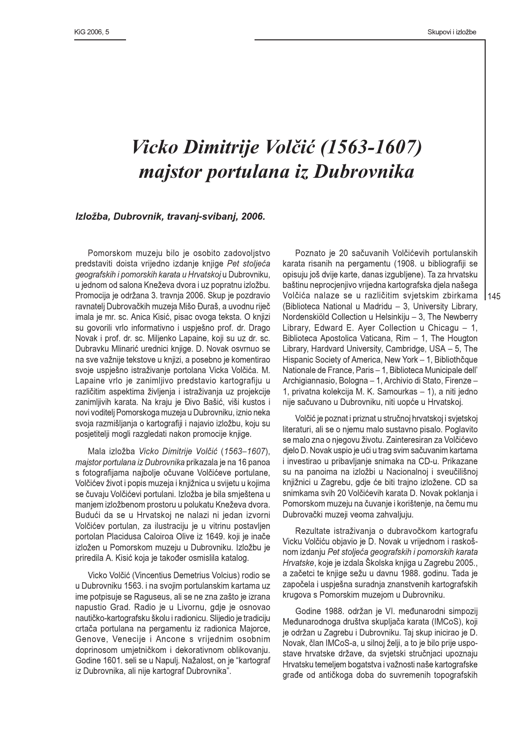# *Vicko Dimitrije Volčić (1563-1607) majstor portulana iz Dubrovnika*

### *Izložba, Dubrovnik, travanj-svibanj, 2006.*

Pomorskom muzeju bilo je osobito zadovoljstvo predstaviti doista vrijedno izdanje knjige *Pet stoljeća geografskih i pomorskih karata u Hrvatskoj* u Dubrovniku, u jednom od salona Kneževa dvora i uz popratnu izložbu. Promocija je održana 3. travnja 2006. Skup je pozdravio ravnatelj Dubrovačkih muzeja Mišo Đuraš, a uvodnu riječ imala je mr. sc. Anica Kisić, pisac ovoga teksta. O knjizi su govorili vrlo informativno i uspješno prof. dr. Drago Novak i prof. dr. sc. Miljenko Lapaine, koji su uz dr. sc. Dubravku Mlinarić urednici knjige. D. Novak osvrnuo se na sve važnije tekstove u knjizi, a posebno je komentirao svoje uspješno istraživanje portolana Vicka Volčića. M. Lapaine vrlo je zanimljivo predstavio kartografiju u različitim aspektima življenja i istraživanja uz projekcije zanimljivih karata. Na kraju je Đivo Bašić, viši kustos i novi voditelj Pomorskoga muzeja u Dubrovniku, iznio neka svoja razmišljanja o kartografiji i najavio izložbu, koju su posjetitelji mogli razgledati nakon promocije knjige.

Mala izložba *Vicko Dimitrije Volčić* (*1563–1607*), *majstor portulana iz Dubrovnika* prikazala je na 16 panoa s fotografijama najbolje očuvane Volčićeve portulane, Volčićev život i popis muzeja i knjižnica u svijetu u kojima se čuvaju Volčićevi portulani. Izložba je bila smještena u manjem izložbenom prostoru u polukatu Kneževa dvora. Budući da se u Hrvatskoj ne nalazi ni jedan izvorni Volčićev portulan, za ilustraciju je u vitrinu postavljen portolan Placidusa Caloiroa Olive iz 1649. koji je inače izložen u Pomorskom muzeju u Dubrovniku. Izložbu je priredila A. Kisić koja je također osmislila katalog.

Vicko Volčić (Vincentius Demetrius Volcius) rodio se u Dubrovniku 1563. i na svojim portulanskim kartama uz ime potpisuje se Raguseus, ali se ne zna zašto je izrana napustio Grad. Radio je u Livornu, gdje je osnovao nautičko-kartografsku školu i radionicu. Slijedio je tradiciju crtača portulana na pergamentu iz radionica Majorce, Genove, Venecije i Ancone s vrijednim osobnim doprinosom umjetničkom i dekorativnom oblikovanju. Godine 1601. seli se u Napulj. Nažalost, on je "kartograf iz Dubrovnika, ali nije kartograf Dubrovnika".

Poznato je 20 sačuvanih Volčićevih portulanskih karata risanih na pergamentu (1908. u bibliografiji se opisuju još dvije karte, danas izgubljene). Ta za hrvatsku baštinu neprocjenjivo vrijedna kartografska djela našega Volčića nalaze se u različitim svjetskim zbirkama (Biblioteca National u Madridu – 3, University Library, Nordenskiöld Collection u Helsinkiju – 3, The Newberry Library, Edward E. Ayer Collection u Chicagu – 1, Biblioteca Apostolica Vaticana, Rim – 1, The Hougton Library, Hardvard University, Cambridge, USA – 5, The Hispanic Society of America, New York – 1, Bibliothčque Nationale de France, Paris – 1, Biblioteca Municipale dell' Archigiannasio, Bologna – 1, Archivio di Stato, Firenze – 1, privatna kolekcija M. K. Samourkas – 1), a niti jedno nije sačuvano u Dubrovniku, niti uopće u Hrvatskoj.

Volčić je poznat i priznat u stručnoj hrvatskoj i svjetskoj literaturi, ali se o njemu malo sustavno pisalo. Poglavito se malo zna o njegovu životu. Zainteresiran za Volčićevo djelo D. Novak uspio je ući u trag svim sačuvanim kartama i investirao u pribavljanje snimaka na CD-u. Prikazane su na panoima na izložbi u Nacionalnoj i sveučilišnoj knjižnici u Zagrebu, gdje će biti trajno izložene. CD sa snimkama svih 20 Volčićevih karata D. Novak poklanja i Pomorskom muzeju na čuvanje i korištenje, na čemu mu Dubrovački muzeji veoma zahvaljuju.

Rezultate istraživanja o dubravočkom kartografu Vicku Volčiću objavio je D. Novak u vrijednom i raskošnom izdanju *Pet stoljeća geografskih i pomorskih karata Hrvatske*, koje je izdala Školska knjiga u Zagrebu 2005., a začetci te knjige sežu u davnu 1988. godinu. Tada je započela i uspješna suradnja znanstvenih kartografskih krugova s Pomorskim muzejom u Dubrovniku.

Godine 1988. održan je VI. međunarodni simpozij Međunarodnoga društva skupljača karata (IMCoS), koji je održan u Zagrebu i Dubrovniku. Taj skup inicirao je D. Novak, član IMCoS-a, u silnoj želji, a to je bilo prije uspostave hrvatske države, da svjetski stručnjaci upoznaju Hrvatsku temeljem bogatstva i važnosti naše kartografske građe od antičkoga doba do suvremenih topografskih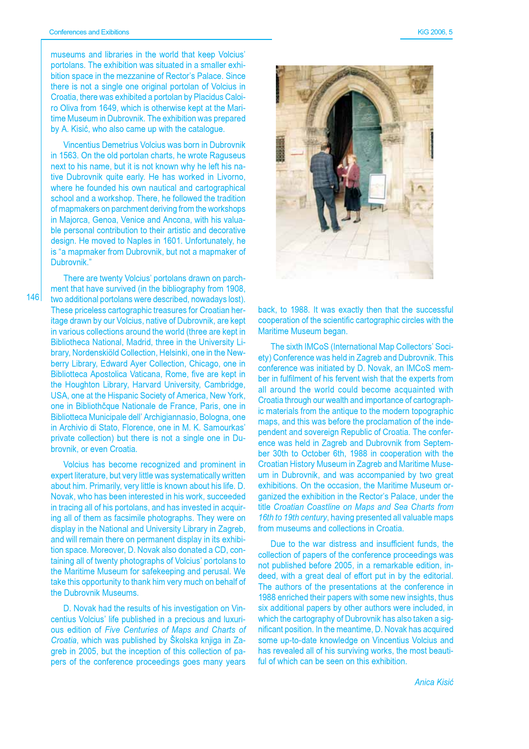museums and libraries in the world that keep Volcius' portolans. The exhibition was situated in a smaller exhibition space in the mezzanine of Rector's Palace. Since there is not a single one original portolan of Volcius in Croatia, there was exhibited a portolan by Placidus Caloiro Oliva from 1649, which is otherwise kept at the Maritime Museum in Dubrovnik. The exhibition was prepared by A. Kisić, who also came up with the catalogue.

Vincentius Demetrius Volcius was born in Dubrovnik in 1563. On the old portolan charts, he wrote Raguseus next to his name, but it is not known why he left his native Dubrovnik quite early. He has worked in Livorno, where he founded his own nautical and cartographical school and a workshop. There, he followed the tradition of mapmakers on parchment deriving from the workshops in Majorca, Genoa, Venice and Ancona, with his valuable personal contribution to their artistic and decorative design. He moved to Naples in 1601. Unfortunately, he is "a mapmaker from Dubrovnik, but not a mapmaker of Dubrovnik."

There are twenty Volcius' portolans drawn on parchment that have survived (in the bibliography from 1908, two additional portolans were described, nowadays lost). These priceless cartographic treasures for Croatian heritage drawn by our Volcius, native of Dubrovnik, are kept in various collections around the world (three are kept in Bibliotheca National, Madrid, three in the University Library, Nordenskiöld Collection, Helsinki, one in the Newberry Library, Edward Ayer Collection, Chicago, one in Biblioteca Apostolica Vaticana, Rome, five are kept in the Houghton Library, Harvard University, Cambridge, USA, one at the Hispanic Society of America, New York, one in Bibliothčque Nationale de France, Paris, one in Biblioteca Municipale dell' Archigiannasio, Bologna, one in Archivio di Stato, Florence, one in M. K. Samourkas' private collection) but there is not a single one in Dubrovnik, or even Croatia.

Volcius has become recognized and prominent in expert literature, but very little was systematically written about him. Primarily, very little is known about his life. D. Novak, who has been interested in his work, succeeded in tracing all of his portolans, and has invested in acquiring all of them as facsimile photographs. They were on display in the National and University Library in Zagreb, and will remain there on permanent display in its exhibition space. Moreover, D. Novak also donated a CD, containing all of twenty photographs of Volcius' portolans to the Maritime Museum for safekeeping and perusal. We take this opportunity to thank him very much on behalf of the Dubrovnik Museums.

D. Novak had the results of his investigation on Vincentius Volcius' life published in a precious and luxurious edition of *Five Centuries of Maps and Charts of Croatia*, which was published by Školska knjiga in Zagreb in 2005, but the inception of this collection of papers of the conference proceedings goes many years back, to 1988. It was exactly then that the successful cooperation of the scientific cartographic circles with the Maritime Museum began.

The sixth IMCoS (International Map Collectors' Society) Conference was held in Zagreb and Dubrovnik. This conference was initiated by D. Novak, an IMCoS member in fulfilment of his fervent wish that the experts from all around the world could become acquainted with Croatia through our wealth and importance of cartographic materials from the antique to the modern topographic maps, and this was before the proclamation of the independent and sovereign Republic of Croatia. The conference was held in Zagreb and Dubrovnik from September 30th to October 6th, 1988 in cooperation with the Croatian History Museum in Zagreb and Maritime Museum in Dubrovnik, and was accompanied by two great exhibitions. On the occasion, the Maritime Museum organized the exhibition in the Rector's Palace, under the title *Croatian Coastline on Maps and Sea Charts from 16th to 19th century*, having presented all valuable maps from museums and collections in Croatia.

Due to the war distress and insufficient funds, the collection of papers of the conference proceedings was not published before 2005, in a remarkable edition, indeed, with a great deal of effort put in by the editorial. The authors of the presentations at the conference in 1988 enriched their papers with some new insights, thus six additional papers by other authors were included, in which the cartography of Dubrovnik has also taken a significant position. In the meantime, D. Novak has acquired some up-to-date knowledge on Vincentius Volcius and has revealed all of his surviving works, the most beautiful of which can be seen on this exhibition.

*Anica Kisić*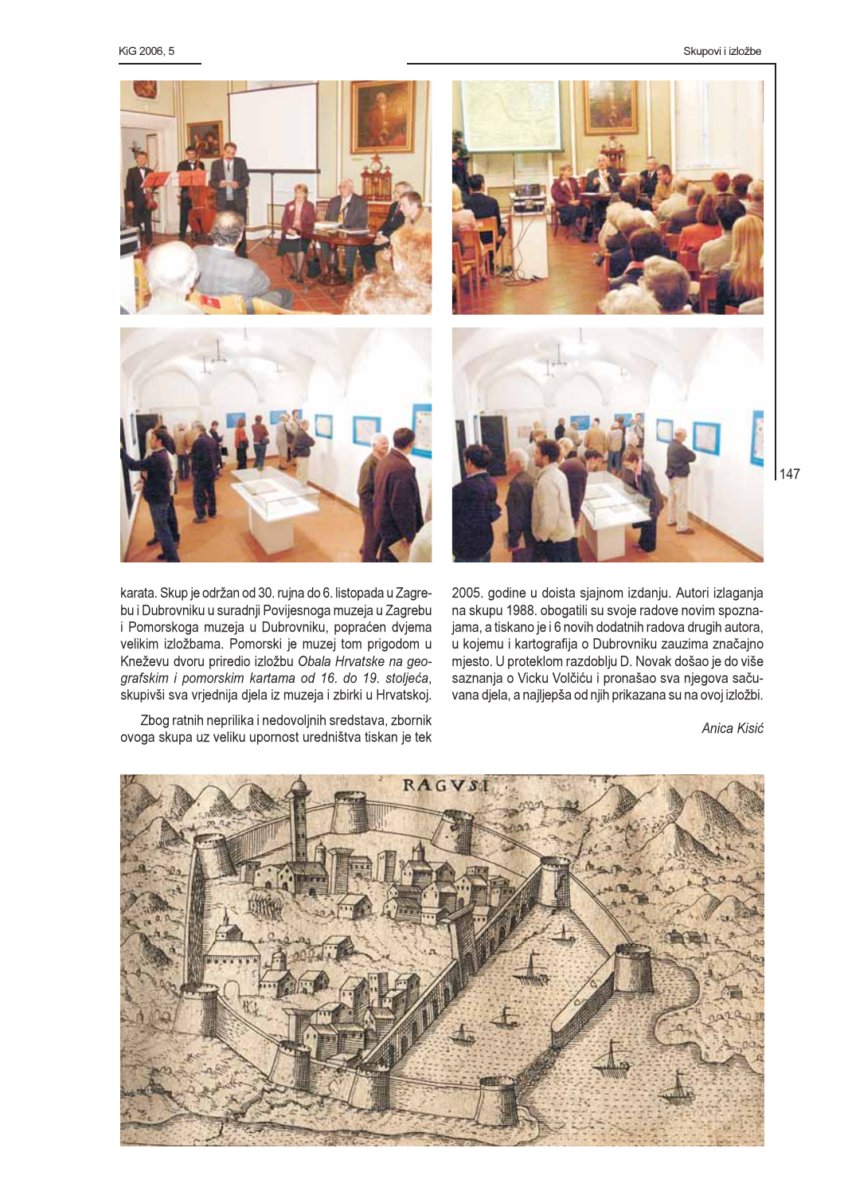karata. Skup je održan od 30. rujna do 6. listopada u Zagrebu i Dubrovniku u suradnji Povijesnoga muzeja u Zagrebu i Pomorskoga muzeja u Dubrovniku, popraćen dvjema velikim izložbama. Pomorski je muzej tom prigodom u Kneževu dvoru priredio izložbu *Obala Hrvatske na geografskim i pomorskim kartama od 16. do 19. stoljeća*, skupivši sva vrjednija djela iz muzeja i zbirki u Hrvatskoj.

Zbog ratnih neprilika i nedovoljnih sredstava, zbornik ovoga skupa uz veliku upornost uredništva tiskan je tek 2005. godine u doista sjajnom izdanju. Autori izlaganja na skupu 1988. obogatili su svoje radove novim spoznajama, a tiskano je i 6 novih dodatnih radova drugih autora, u kojemu i kartografija o Dubrovniku zauzima značajno mjesto. U proteklom razdoblju D. Novak došao je do više saznanja o Vicku Volčiću i pronašao sva njegova sačuvana djela, a najljepša od njih prikazana su na ovoj izložbi.

*Anica Kisić*